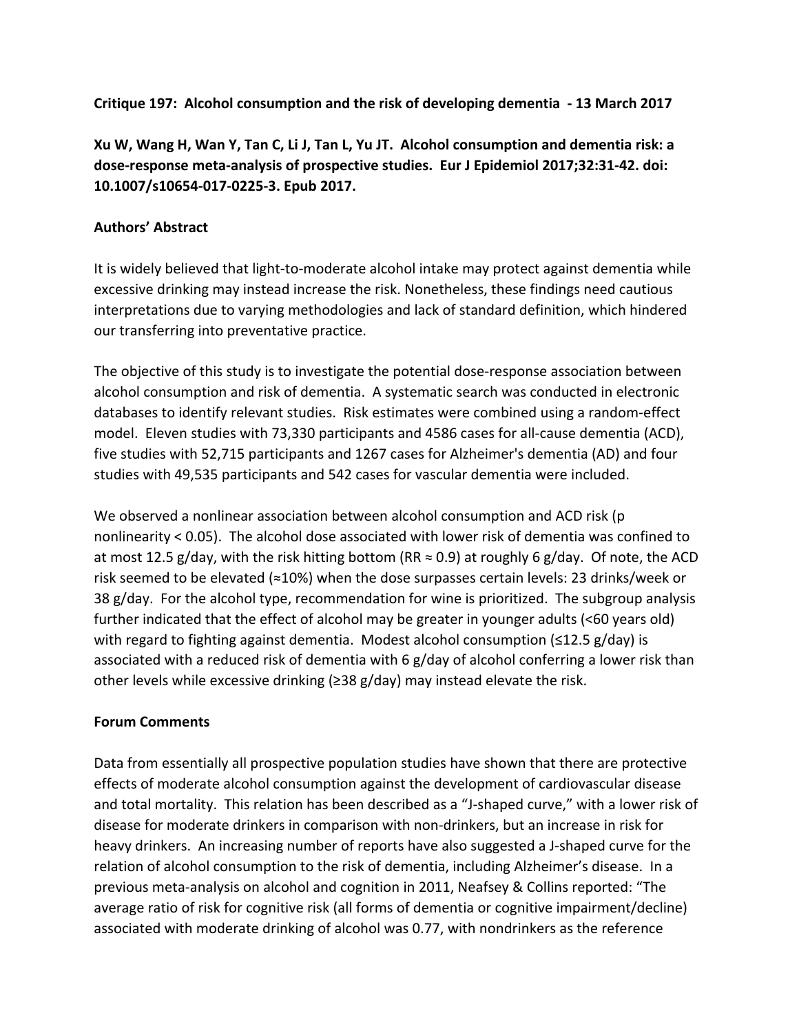**Critique 197: Alcohol consumption and the risk of developing dementia - 13 March 2017**

**Xu W, Wang H, Wan Y, Tan C, Li J, Tan L, Yu JT. Alcohol consumption and dementia risk: a dose-response meta-analysis of prospective studies. Eur J Epidemiol 2017;32:31-42. doi: 10.1007/s10654-017-0225-3. Epub 2017.**

**Authors' Abstract**

It is widely believed that light-to-moderate alcohol intake may protect against dementia while excessive drinking may instead increase the risk. Nonetheless, these findings need cautious interpretations due to varying methodologies and lack of standard definition, which hindered our transferring into preventative practice.

The objective of this study is to investigate the potential dose-response association between alcohol consumption and risk of dementia. A systematic search was conducted in electronic databases to identify relevant studies. Risk estimates were combined using a random-effect model. Eleven studies with 73,330 participants and 4586 cases for all-cause dementia (ACD), five studies with 52,715 participants and 1267 cases for Alzheimer's dementia (AD) and four studies with 49,535 participants and 542 cases for vascular dementia were included.

We observed a nonlinear association between alcohol consumption and ACD risk (p nonlinearity < 0.05). The alcohol dose associated with lower risk of dementia was confined to at most 12.5 g/day, with the risk hitting bottom (RR ≈ 0.9) at roughly 6 g/day. Of note, the ACD risk seemed to be elevated (≈10%) when the dose surpasses certain levels: 23 drinks/week or 38 g/day. For the alcohol type, recommendation for wine is prioritized. The subgroup analysis further indicated that the effect of alcohol may be greater in younger adults (<60 years old) with regard to fighting against dementia. Modest alcohol consumption (≤12.5 g/day) is associated with a reduced risk of dementia with 6 g/day of alcohol conferring a lower risk than other levels while excessive drinking (≥38 g/day) may instead elevate the risk.

**Forum Comments**

Data from essentially all prospective population studies have shown that there are protective effects of moderate alcohol consumption against the development of cardiovascular disease and total mortality. This relation has been described as a "J-shaped curve," with a lower risk of disease for moderate drinkers in comparison with non-drinkers, but an increase in risk for heavy drinkers. An increasing number of reports have also suggested a J-shaped curve for the relation of alcohol consumption to the risk of dementia, including Alzheimer's disease. In a previous meta-analysis on alcohol and cognition in 2011, Neafsey & Collins reported: "The average ratio of risk for cognitive risk (all forms of dementia or cognitive impairment/decline) associated with moderate drinking of alcohol was 0.77, with nondrinkers as the reference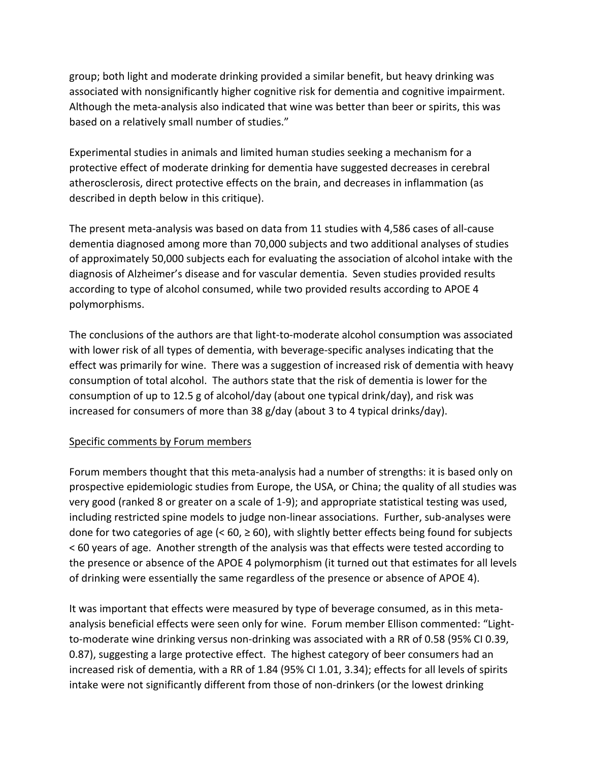group; both light and moderate drinking provided a similar benefit, but heavy drinking was associated with nonsignificantly higher cognitive risk for dementia and cognitive impairment. Although the meta-analysis also indicated that wine was better than beer or spirits, this was based on a relatively small number of studies."

Experimental studies in animals and limited human studies seeking a mechanism for a protective effect of moderate drinking for dementia have suggested decreases in cerebral atherosclerosis, direct protective effects on the brain, and decreases in inflammation (as described in depth below in this critique).

The present meta-analysis was based on data from 11 studies with 4,586 cases of all-cause dementia diagnosed among more than 70,000 subjects and two additional analyses of studies of approximately 50,000 subjects each for evaluating the association of alcohol intake with the diagnosis of Alzheimer's disease and for vascular dementia. Seven studies provided results according to type of alcohol consumed, while two provided results according to APOE 4 polymorphisms.

The conclusions of the authors are that light-to-moderate alcohol consumption was associated with lower risk of all types of dementia, with beverage-specific analyses indicating that the effect was primarily for wine. There was a suggestion of increased risk of dementia with heavy consumption of total alcohol. The authors state that the risk of dementia is lower for the consumption of up to 12.5 g of alcohol/day (about one typical drink/day), and risk was increased for consumers of more than 38 g/day (about 3 to 4 typical drinks/day).

<u>Specific comments by Forum members</u>

Forum members thought that this meta-analysis had a number of strengths: it is based only on prospective epidemiologic studies from Europe, the USA, or China; the quality of all studies was very good (ranked 8 or greater on a scale of 1-9); and appropriate statistical testing was used, including restricted spine models to judge non-linear associations. Further, sub-analyses were done for two categories of age (< 60, ≥ 60), with slightly better effects being found for subjects < 60 years of age. Another strength of the analysis was that effects were tested according to the presence or absence of the APOE 4 polymorphism (it turned out that estimates for all levels of drinking were essentially the same regardless of the presence or absence of APOE 4).

It was important that effects were measured by type of beverage consumed, as in this meta-analysis beneficial effects were seen only for wine. Forum member Ellison commented: "Light-to-moderate wine drinking versus non-drinking was associated with a RR of 0.58 (95% CI 0.39, 0.87), suggesting a large protective effect. The highest category of beer consumers had an increased risk of dementia, with a RR of 1.84 (95% CI 1.01, 3.34); effects for all levels of spirits intake were not significantly different from those of non-drinkers (or the lowest drinking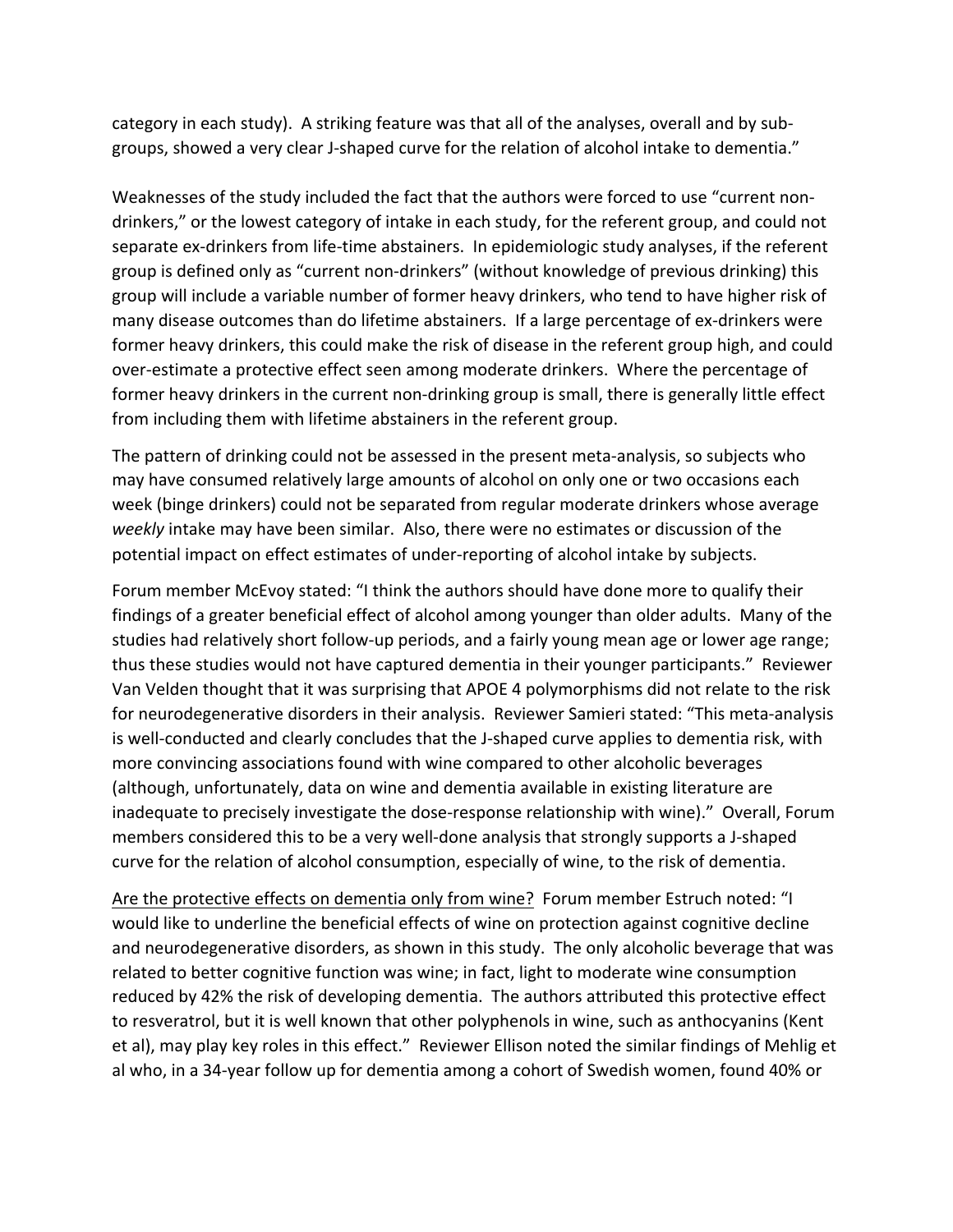category in each study). A striking feature was that all of the analyses, overall and by sub-groups, showed a very clear J-shaped curve for the relation of alcohol intake to dementia."

Weaknesses of the study included the fact that the authors were forced to use "current non-drinkers," or the lowest category of intake in each study, for the referent group, and could not separate ex-drinkers from life-time abstainers. In epidemiologic study analyses, if the referent group is defined only as "current non-drinkers" (without knowledge of previous drinking) this group will include a variable number of former heavy drinkers, who tend to have higher risk of many disease outcomes than do lifetime abstainers. If a large percentage of ex-drinkers were former heavy drinkers, this could make the risk of disease in the referent group high, and could over-estimate a protective effect seen among moderate drinkers. Where the percentage of former heavy drinkers in the current non-drinking group is small, there is generally little effect from including them with lifetime abstainers in the referent group.

The pattern of drinking could not be assessed in the present meta-analysis, so subjects who may have consumed relatively large amounts of alcohol on only one or two occasions each week (binge drinkers) could not be separated from regular moderate drinkers whose average *weekly* intake may have been similar. Also, there were no estimates or discussion of the potential impact on effect estimates of under-reporting of alcohol intake by subjects.

Forum member McEvoy stated: "I think the authors should have done more to qualify their findings of a greater beneficial effect of alcohol among younger than older adults. Many of the studies had relatively short follow-up periods, and a fairly young mean age or lower age range; thus these studies would not have captured dementia in their younger participants." Reviewer Van Velden thought that it was surprising that APOE 4 polymorphisms did not relate to the risk for neurodegenerative disorders in their analysis. Reviewer Samieri stated: "This meta-analysis is well-conducted and clearly concludes that the J-shaped curve applies to dementia risk, with more convincing associations found with wine compared to other alcoholic beverages (although, unfortunately, data on wine and dementia available in existing literature are inadequate to precisely investigate the dose-response relationship with wine)." Overall, Forum members considered this to be a very well-done analysis that strongly supports a J-shaped curve for the relation of alcohol consumption, especially of wine, to the risk of dementia.

Are the protective effects on dementia only from wine? Forum member Estruch noted: "I would like to underline the beneficial effects of wine on protection against cognitive decline and neurodegenerative disorders, as shown in this study. The only alcoholic beverage that was related to better cognitive function was wine; in fact, light to moderate wine consumption reduced by 42% the risk of developing dementia. The authors attributed this protective effect to resveratrol, but it is well known that other polyphenols in wine, such as anthocyanins (Kent et al), may play key roles in this effect." Reviewer Ellison noted the similar findings of Mehlig et al who, in a 34-year follow up for dementia among a cohort of Swedish women, found 40% or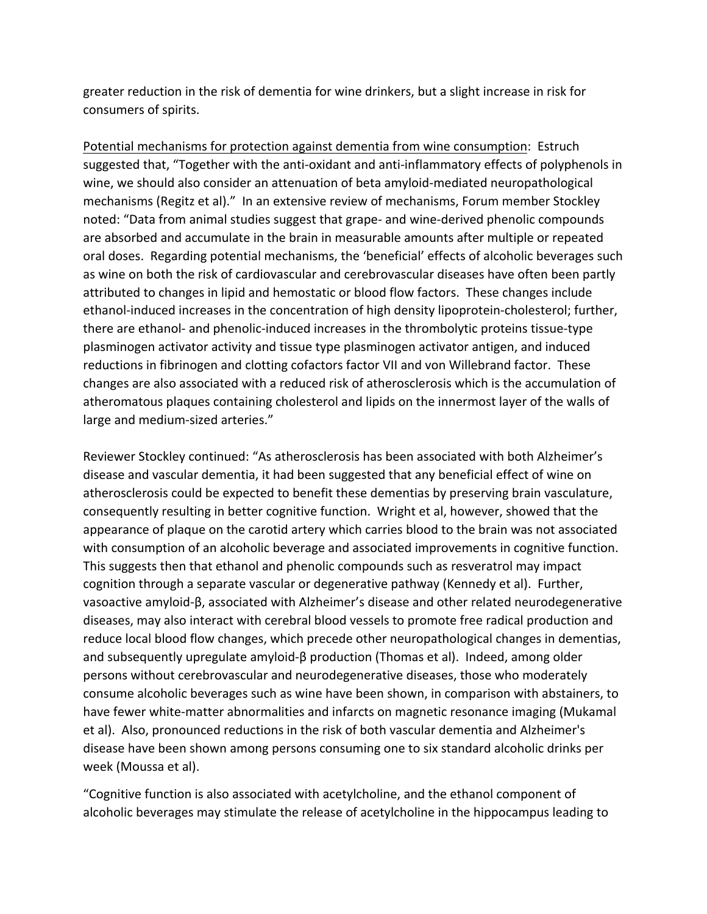greater reduction in the risk of dementia for wine drinkers, but a slight increase in risk for consumers of spirits.

<u>Potential mechanisms for protection against dementia from wine consumption</u>: Estruch suggested that, "Together with the anti-oxidant and anti-inflammatory effects of polyphenols in wine, we should also consider an attenuation of beta amyloid-mediated neuropathological mechanisms (Regitz et al)." In an extensive review of mechanisms, Forum member Stockley noted: "Data from animal studies suggest that grape- and wine-derived phenolic compounds are absorbed and accumulate in the brain in measurable amounts after multiple or repeated oral doses. Regarding potential mechanisms, the 'beneficial' effects of alcoholic beverages such as wine on both the risk of cardiovascular and cerebrovascular diseases have often been partly attributed to changes in lipid and hemostatic or blood flow factors. These changes include ethanol-induced increases in the concentration of high density lipoprotein-cholesterol; further, there are ethanol- and phenolic-induced increases in the thrombolytic proteins tissue-type plasminogen activator activity and tissue type plasminogen activator antigen, and induced reductions in fibrinogen and clotting cofactors factor VII and von Willebrand factor. These changes are also associated with a reduced risk of atherosclerosis which is the accumulation of atheromatous plaques containing cholesterol and lipids on the innermost layer of the walls of large and medium-sized arteries."

Reviewer Stockley continued: "As atherosclerosis has been associated with both Alzheimer's disease and vascular dementia, it had been suggested that any beneficial effect of wine on atherosclerosis could be expected to benefit these dementias by preserving brain vasculature, consequently resulting in better cognitive function. Wright et al, however, showed that the appearance of plaque on the carotid artery which carries blood to the brain was not associated with consumption of an alcoholic beverage and associated improvements in cognitive function. This suggests then that ethanol and phenolic compounds such as resveratrol may impact cognition through a separate vascular or degenerative pathway (Kennedy et al). Further, vasoactive amyloid-β, associated with Alzheimer's disease and other related neurodegenerative diseases, may also interact with cerebral blood vessels to promote free radical production and reduce local blood flow changes, which precede other neuropathological changes in dementias, and subsequently upregulate amyloid-β production (Thomas et al). Indeed, among older persons without cerebrovascular and neurodegenerative diseases, those who moderately consume alcoholic beverages such as wine have been shown, in comparison with abstainers, to have fewer white-matter abnormalities and infarcts on magnetic resonance imaging (Mukamal et al). Also, pronounced reductions in the risk of both vascular dementia and Alzheimer's disease have been shown among persons consuming one to six standard alcoholic drinks per week (Moussa et al).

"Cognitive function is also associated with acetylcholine, and the ethanol component of alcoholic beverages may stimulate the release of acetylcholine in the hippocampus leading to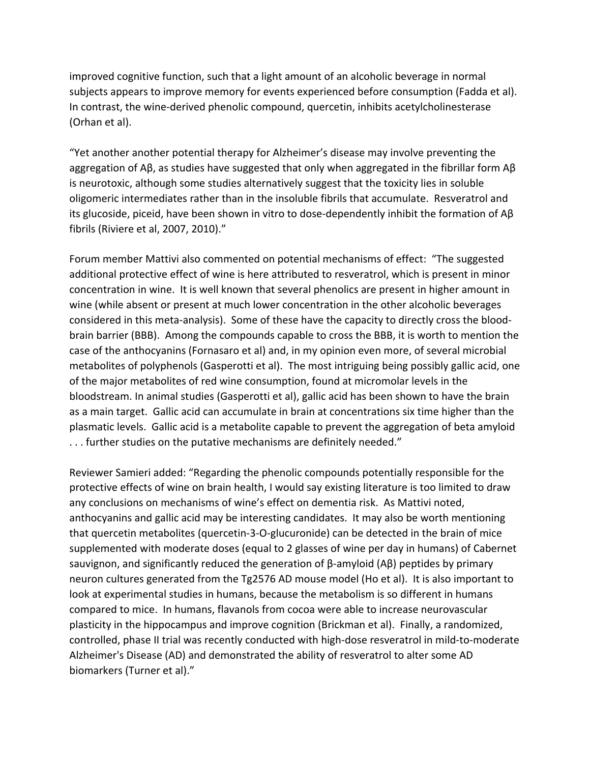improved cognitive function, such that a light amount of an alcoholic beverage in normal subjects appears to improve memory for events experienced before consumption (Fadda et al). In contrast, the wine-derived phenolic compound, quercetin, inhibits acetylcholinesterase (Orhan et al).

"Yet another another potential therapy for Alzheimer's disease may involve preventing the aggregation of Aβ, as studies have suggested that only when aggregated in the fibrillar form Aβ is neurotoxic, although some studies alternatively suggest that the toxicity lies in soluble oligomeric intermediates rather than in the insoluble fibrils that accumulate. Resveratrol and its glucoside, piceid, have been shown in vitro to dose-dependently inhibit the formation of Aβ fibrils (Riviere et al, 2007, 2010)."

Forum member Mattivi also commented on potential mechanisms of effect: "The suggested additional protective effect of wine is here attributed to resveratrol, which is present in minor concentration in wine. It is well known that several phenolics are present in higher amount in wine (while absent or present at much lower concentration in the other alcoholic beverages considered in this meta-analysis). Some of these have the capacity to directly cross the blood-brain barrier (BBB). Among the compounds capable to cross the BBB, it is worth to mention the case of the anthocyanins (Fornasaro et al) and, in my opinion even more, of several microbial metabolites of polyphenols (Gasperotti et al). The most intriguing being possibly gallic acid, one of the major metabolites of red wine consumption, found at micromolar levels in the bloodstream. In animal studies (Gasperotti et al), gallic acid has been shown to have the brain as a main target. Gallic acid can accumulate in brain at concentrations six time higher than the plasmatic levels. Gallic acid is a metabolite capable to prevent the aggregation of beta amyloid . . . further studies on the putative mechanisms are definitely needed."

Reviewer Samieri added: "Regarding the phenolic compounds potentially responsible for the protective effects of wine on brain health, I would say existing literature is too limited to draw any conclusions on mechanisms of wine's effect on dementia risk. As Mattivi noted, anthocyanins and gallic acid may be interesting candidates. It may also be worth mentioning that quercetin metabolites (quercetin-3-O-glucuronide) can be detected in the brain of mice supplemented with moderate doses (equal to 2 glasses of wine per day in humans) of Cabernet sauvignon, and significantly reduced the generation of β-amyloid (Aβ) peptides by primary neuron cultures generated from the Tg2576 AD mouse model (Ho et al). It is also important to look at experimental studies in humans, because the metabolism is so different in humans compared to mice. In humans, flavanols from cocoa were able to increase neurovascular plasticity in the hippocampus and improve cognition (Brickman et al). Finally, a randomized, controlled, phase II trial was recently conducted with high-dose resveratrol in mild-to-moderate Alzheimer's Disease (AD) and demonstrated the ability of resveratrol to alter some AD biomarkers (Turner et al)."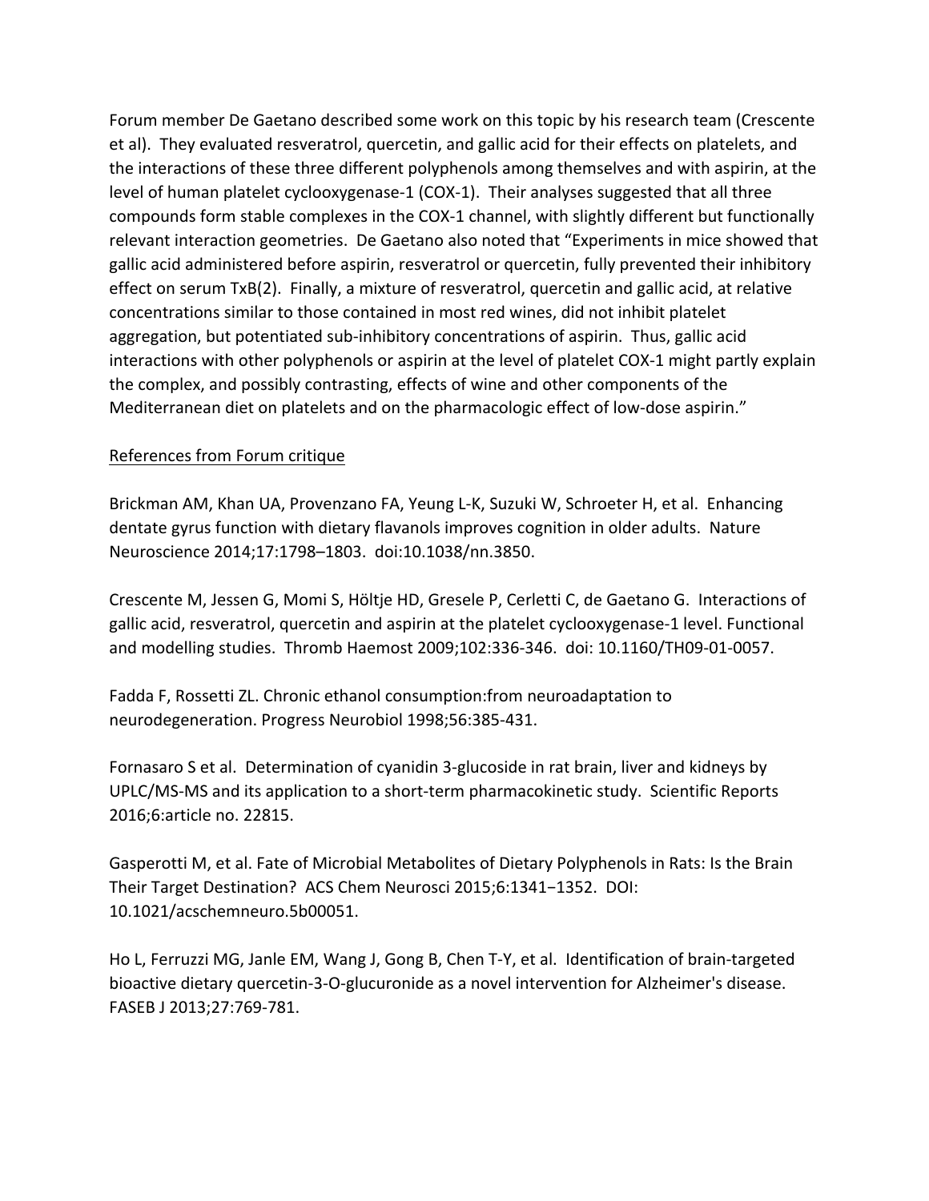Forum member De Gaetano described some work on this topic by his research team (Crescente et al). They evaluated resveratrol, quercetin, and gallic acid for their effects on platelets, and the interactions of these three different polyphenols among themselves and with aspirin, at the level of human platelet cyclooxygenase-1 (COX-1). Their analyses suggested that all three compounds form stable complexes in the COX-1 channel, with slightly different but functionally relevant interaction geometries. De Gaetano also noted that "Experiments in mice showed that gallic acid administered before aspirin, resveratrol or quercetin, fully prevented their inhibitory effect on serum TxB(2). Finally, a mixture of resveratrol, quercetin and gallic acid, at relative concentrations similar to those contained in most red wines, did not inhibit platelet aggregation, but potentiated sub-inhibitory concentrations of aspirin. Thus, gallic acid interactions with other polyphenols or aspirin at the level of platelet COX-1 might partly explain the complex, and possibly contrasting, effects of wine and other components of the Mediterranean diet on platelets and on the pharmacologic effect of low-dose aspirin."

References from Forum critique

Brickman AM, Khan UA, Provenzano FA, Yeung L-K, Suzuki W, Schroeter H, et al. Enhancing dentate gyrus function with dietary flavanols improves cognition in older adults. Nature Neuroscience 2014;17:1798–1803. doi:10.1038/nn.3850.

Crescente M, Jessen G, Momi S, Höltje HD, Gresele P, Cerletti C, de Gaetano G. Interactions of gallic acid, resveratrol, quercetin and aspirin at the platelet cyclooxygenase-1 level. Functional and modelling studies. Thromb Haemost 2009;102:336-346. doi: 10.1160/TH09-01-0057.

Fadda F, Rossetti ZL. Chronic ethanol consumption:from neuroadaptation to neurodegeneration. Progress Neurobiol 1998;56:385-431.

Fornasaro S et al. Determination of cyanidin 3-glucoside in rat brain, liver and kidneys by UPLC/MS-MS and its application to a short-term pharmacokinetic study. Scientific Reports 2016;6:article no. 22815.

Gasperotti M, et al. Fate of Microbial Metabolites of Dietary Polyphenols in Rats: Is the Brain Their Target Destination? ACS Chem Neurosci 2015;6:1341−1352. DOI: 10.1021/acschemneuro.5b00051.

Ho L, Ferruzzi MG, Janle EM, Wang J, Gong B, Chen T-Y, et al. Identification of brain-targeted bioactive dietary quercetin-3-O-glucuronide as a novel intervention for Alzheimer's disease. FASEB J 2013;27:769-781.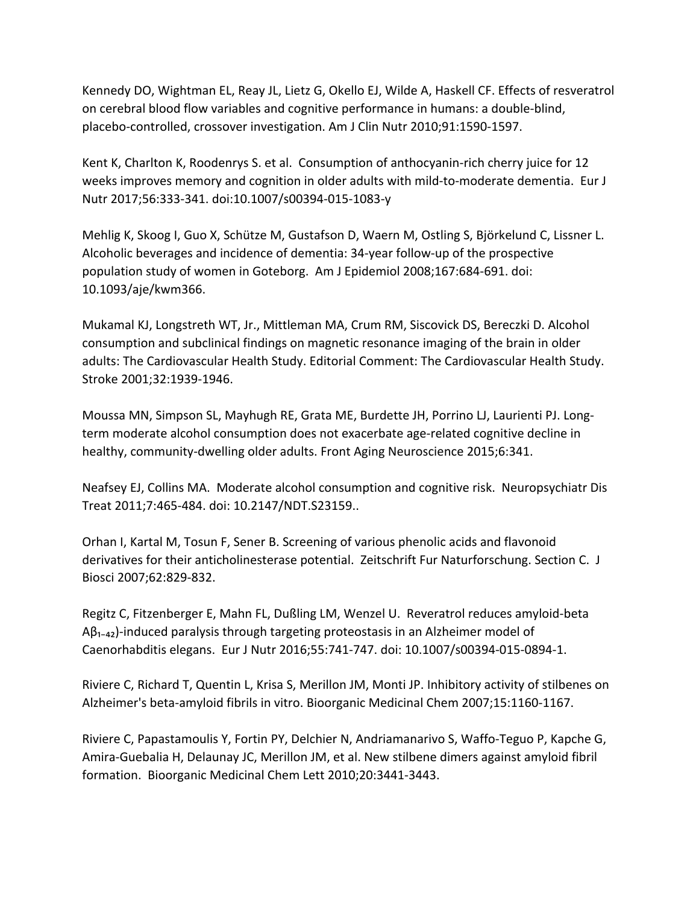Kennedy DO, Wightman EL, Reay JL, Lietz G, Okello EJ, Wilde A, Haskell CF. Effects of resveratrol on cerebral blood flow variables and cognitive performance in humans: a double-blind, placebo-controlled, crossover investigation. Am J Clin Nutr 2010;91:1590-1597.

Kent K, Charlton K, Roodenrys S. et al. Consumption of anthocyanin-rich cherry juice for 12 weeks improves memory and cognition in older adults with mild-to-moderate dementia. Eur J Nutr 2017;56:333-341. doi:10.1007/s00394-015-1083-y

Mehlig K, Skoog I, Guo X, Schütze M, Gustafson D, Waern M, Ostling S, Björkelund C, Lissner L. Alcoholic beverages and incidence of dementia: 34-year follow-up of the prospective population study of women in Goteborg. Am J Epidemiol 2008;167:684-691. doi: 10.1093/aje/kwm366.

Mukamal KJ, Longstreth WT, Jr., Mittleman MA, Crum RM, Siscovick DS, Bereczki D. Alcohol consumption and subclinical findings on magnetic resonance imaging of the brain in older adults: The Cardiovascular Health Study. Editorial Comment: The Cardiovascular Health Study. Stroke 2001;32:1939-1946.

Moussa MN, Simpson SL, Mayhugh RE, Grata ME, Burdette JH, Porrino LJ, Laurienti PJ. Long-term moderate alcohol consumption does not exacerbate age-related cognitive decline in healthy, community-dwelling older adults. Front Aging Neuroscience 2015;6:341.

Neafsey EJ, Collins MA. Moderate alcohol consumption and cognitive risk. Neuropsychiatr Dis Treat 2011;7:465-484. doi: 10.2147/NDT.S23159..

Orhan I, Kartal M, Tosun F, Sener B. Screening of various phenolic acids and flavonoid derivatives for their anticholinesterase potential. Zeitschrift Fur Naturforschung. Section C. J Biosci 2007;62:829-832.

Regitz C, Fitzenberger E, Mahn FL, Dußling LM, Wenzel U. Reveratrol reduces amyloid-beta $A\beta_{1-42}$)-induced paralysis through targeting proteostasis in an Alzheimer model of Caenorhabditis elegans. Eur J Nutr 2016;55:741-747. doi: 10.1007/s00394-015-0894-1.

Riviere C, Richard T, Quentin L, Krisa S, Merillon JM, Monti JP. Inhibitory activity of stilbenes on Alzheimer's beta-amyloid fibrils in vitro. Bioorganic Medicinal Chem 2007;15:1160-1167.

Riviere C, Papastamoulis Y, Fortin PY, Delchier N, Andriamanarivo S, Waffo-Teguo P, Kapche G, Amira-Guebalia H, Delaunay JC, Merillon JM, et al. New stilbene dimers against amyloid fibril formation. Bioorganic Medicinal Chem Lett 2010;20:3441-3443.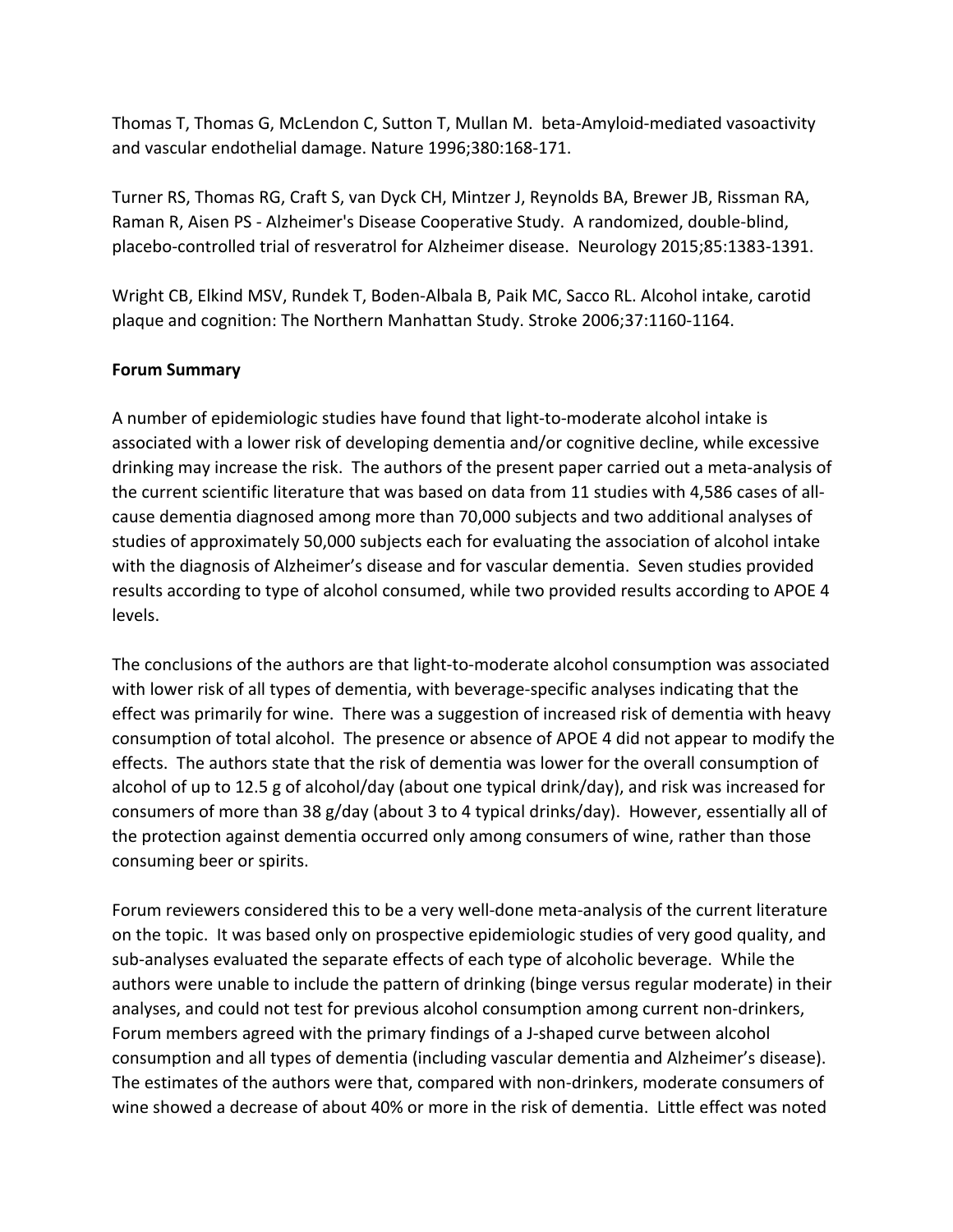Thomas T, Thomas G, McLendon C, Sutton T, Mullan M. beta-Amyloid-mediated vasoactivity and vascular endothelial damage. Nature 1996;380:168-171.

Turner RS, Thomas RG, Craft S, van Dyck CH, Mintzer J, Reynolds BA, Brewer JB, Rissman RA, Raman R, Aisen PS - Alzheimer's Disease Cooperative Study. A randomized, double-blind, placebo-controlled trial of resveratrol for Alzheimer disease. Neurology 2015;85:1383-1391.

Wright CB, Elkind MSV, Rundek T, Boden-Albala B, Paik MC, Sacco RL. Alcohol intake, carotid plaque and cognition: The Northern Manhattan Study. Stroke 2006;37:1160-1164.

**Forum Summary**

A number of epidemiologic studies have found that light-to-moderate alcohol intake is associated with a lower risk of developing dementia and/or cognitive decline, while excessive drinking may increase the risk. The authors of the present paper carried out a meta-analysis of the current scientific literature that was based on data from 11 studies with 4,586 cases of all-cause dementia diagnosed among more than 70,000 subjects and two additional analyses of studies of approximately 50,000 subjects each for evaluating the association of alcohol intake with the diagnosis of Alzheimer's disease and for vascular dementia. Seven studies provided results according to type of alcohol consumed, while two provided results according to APOE 4 levels.

The conclusions of the authors are that light-to-moderate alcohol consumption was associated with lower risk of all types of dementia, with beverage-specific analyses indicating that the effect was primarily for wine. There was a suggestion of increased risk of dementia with heavy consumption of total alcohol. The presence or absence of APOE 4 did not appear to modify the effects. The authors state that the risk of dementia was lower for the overall consumption of alcohol of up to 12.5 g of alcohol/day (about one typical drink/day), and risk was increased for consumers of more than 38 g/day (about 3 to 4 typical drinks/day). However, essentially all of the protection against dementia occurred only among consumers of wine, rather than those consuming beer or spirits.

Forum reviewers considered this to be a very well-done meta-analysis of the current literature on the topic. It was based only on prospective epidemiologic studies of very good quality, and sub-analyses evaluated the separate effects of each type of alcoholic beverage. While the authors were unable to include the pattern of drinking (binge versus regular moderate) in their analyses, and could not test for previous alcohol consumption among current non-drinkers, Forum members agreed with the primary findings of a J-shaped curve between alcohol consumption and all types of dementia (including vascular dementia and Alzheimer's disease). The estimates of the authors were that, compared with non-drinkers, moderate consumers of wine showed a decrease of about 40% or more in the risk of dementia. Little effect was noted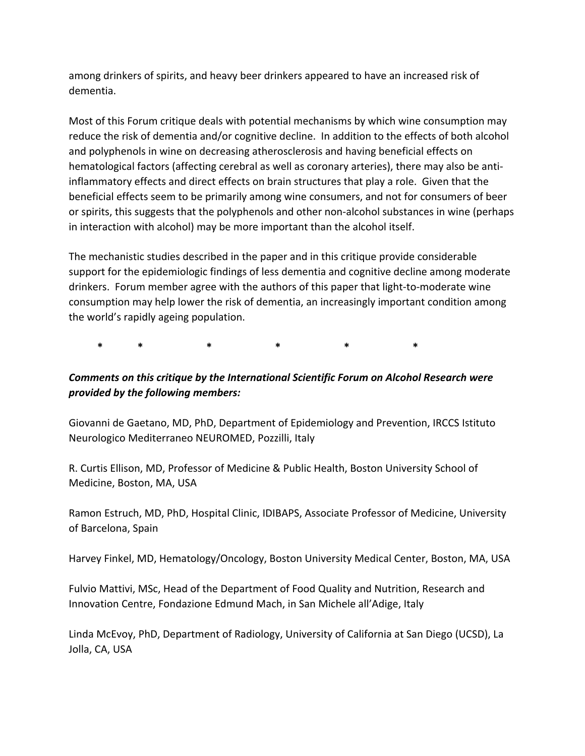among drinkers of spirits, and heavy beer drinkers appeared to have an increased risk of dementia.

Most of this Forum critique deals with potential mechanisms by which wine consumption may reduce the risk of dementia and/or cognitive decline. In addition to the effects of both alcohol and polyphenols in wine on decreasing atherosclerosis and having beneficial effects on hematological factors (affecting cerebral as well as coronary arteries), there may also be anti-inflammatory effects and direct effects on brain structures that play a role. Given that the beneficial effects seem to be primarily among wine consumers, and not for consumers of beer or spirits, this suggests that the polyphenols and other non-alcohol substances in wine (perhaps in interaction with alcohol) may be more important than the alcohol itself.

The mechanistic studies described in the paper and in this critique provide considerable support for the epidemiologic findings of less dementia and cognitive decline among moderate drinkers. Forum member agree with the authors of this paper that light-to-moderate wine consumption may help lower the risk of dementia, an increasingly important condition among the world's rapidly ageing population.

\* \* \* \* \* \*

***Comments on this critique by the International Scientific Forum on Alcohol Research were provided by the following members:***

Giovanni de Gaetano, MD, PhD, Department of Epidemiology and Prevention, IRCCS Istituto Neurologico Mediterraneo NEUROMED, Pozzilli, Italy

R. Curtis Ellison, MD, Professor of Medicine & Public Health, Boston University School of Medicine, Boston, MA, USA

Ramon Estruch, MD, PhD, Hospital Clinic, IDIBAPS, Associate Professor of Medicine, University of Barcelona, Spain

Harvey Finkel, MD, Hematology/Oncology, Boston University Medical Center, Boston, MA, USA

Fulvio Mattivi, MSc, Head of the Department of Food Quality and Nutrition, Research and Innovation Centre, Fondazione Edmund Mach, in San Michele all'Adige, Italy

Linda McEvoy, PhD, Department of Radiology, University of California at San Diego (UCSD), La Jolla, CA, USA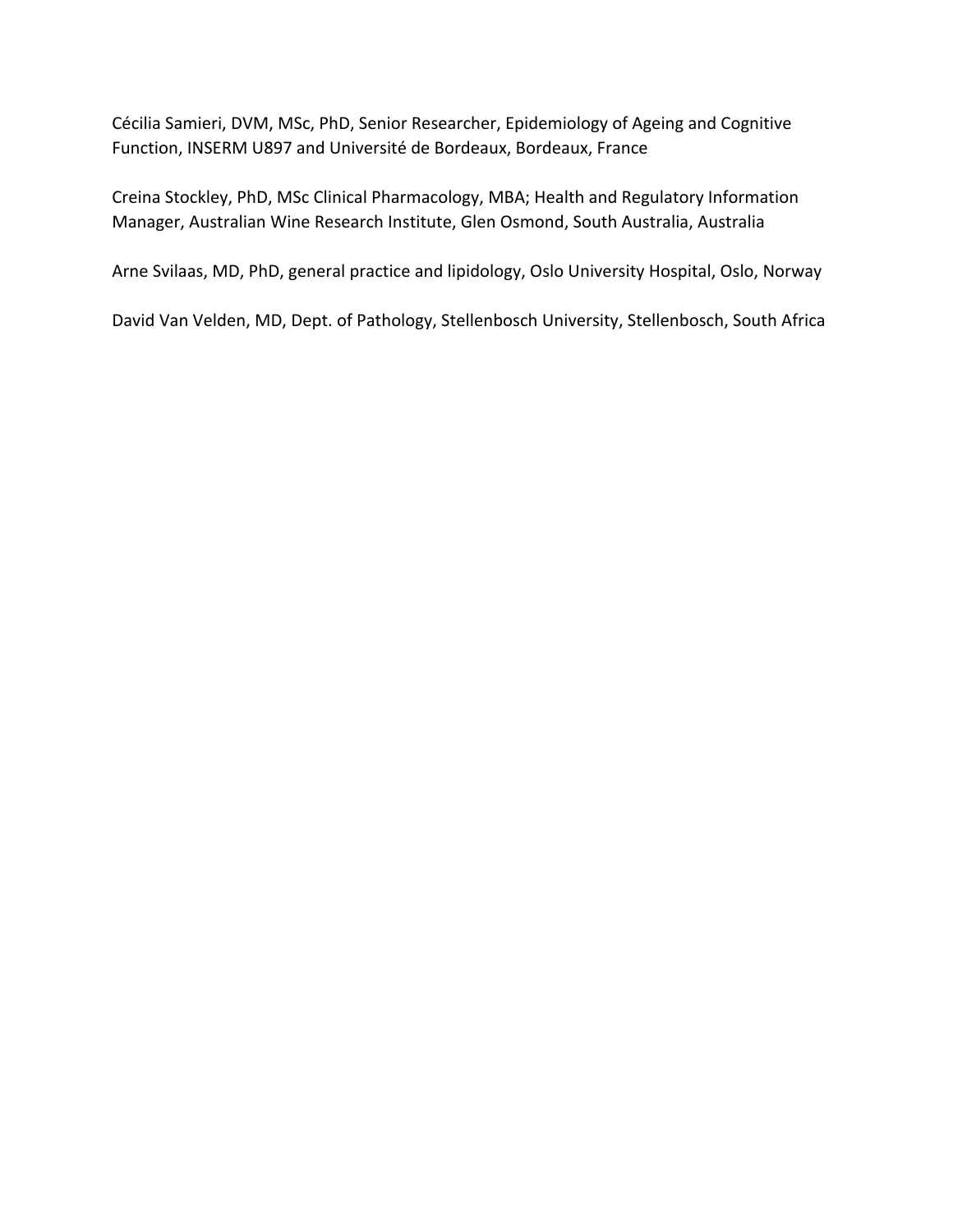Cécilia Samieri, DVM, MSc, PhD, Senior Researcher, Epidemiology of Ageing and Cognitive Function, INSERM U897 and Université de Bordeaux, Bordeaux, France

Creina Stockley, PhD, MSc Clinical Pharmacology, MBA; Health and Regulatory Information Manager, Australian Wine Research Institute, Glen Osmond, South Australia, Australia

Arne Svilaas, MD, PhD, general practice and lipidology, Oslo University Hospital, Oslo, Norway

David Van Velden, MD, Dept. of Pathology, Stellenbosch University, Stellenbosch, South Africa